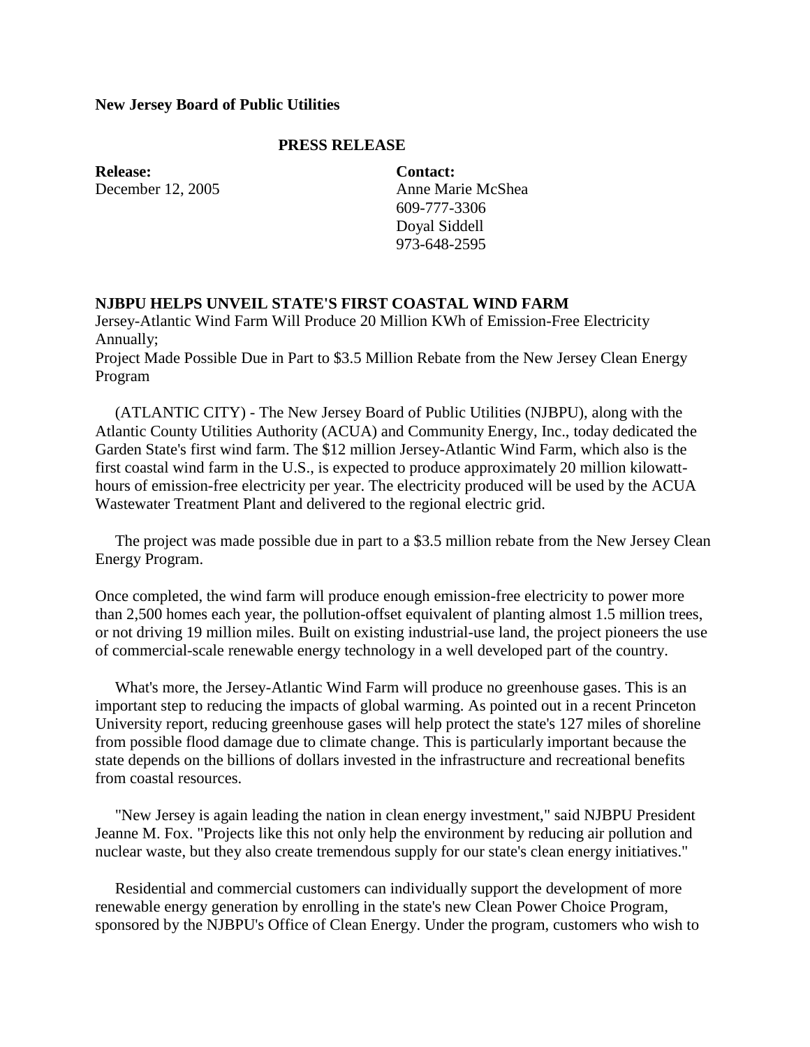**New Jersey Board of Public Utilities**

**PRESS RELEASE**

**Release:**
December 12, 2005

**Contact:**
Anne Marie McShea
609-777-3306
Doyal Siddell
973-648-2595

**NJBPU HELPS UNVEIL STATE'S FIRST COASTAL WIND FARM**

Jersey-Atlantic Wind Farm Will Produce 20 Million KWh of Emission-Free Electricity Annually;
Project Made Possible Due in Part to $3.5 Million Rebate from the New Jersey Clean Energy Program

(ATLANTIC CITY) - The New Jersey Board of Public Utilities (NJBPU), along with the Atlantic County Utilities Authority (ACUA) and Community Energy, Inc., today dedicated the Garden State's first wind farm. The $12 million Jersey-Atlantic Wind Farm, which also is the first coastal wind farm in the U.S., is expected to produce approximately 20 million kilowatt-hours of emission-free electricity per year. The electricity produced will be used by the ACUA Wastewater Treatment Plant and delivered to the regional electric grid.

The project was made possible due in part to a $3.5 million rebate from the New Jersey Clean Energy Program.

Once completed, the wind farm will produce enough emission-free electricity to power more than 2,500 homes each year, the pollution-offset equivalent of planting almost 1.5 million trees, or not driving 19 million miles. Built on existing industrial-use land, the project pioneers the use of commercial-scale renewable energy technology in a well developed part of the country.

What's more, the Jersey-Atlantic Wind Farm will produce no greenhouse gases. This is an important step to reducing the impacts of global warming. As pointed out in a recent Princeton University report, reducing greenhouse gases will help protect the state's 127 miles of shoreline from possible flood damage due to climate change. This is particularly important because the state depends on the billions of dollars invested in the infrastructure and recreational benefits from coastal resources.

"New Jersey is again leading the nation in clean energy investment," said NJBPU President Jeanne M. Fox. "Projects like this not only help the environment by reducing air pollution and nuclear waste, but they also create tremendous supply for our state's clean energy initiatives."

Residential and commercial customers can individually support the development of more renewable energy generation by enrolling in the state's new Clean Power Choice Program, sponsored by the NJBPU's Office of Clean Energy. Under the program, customers who wish to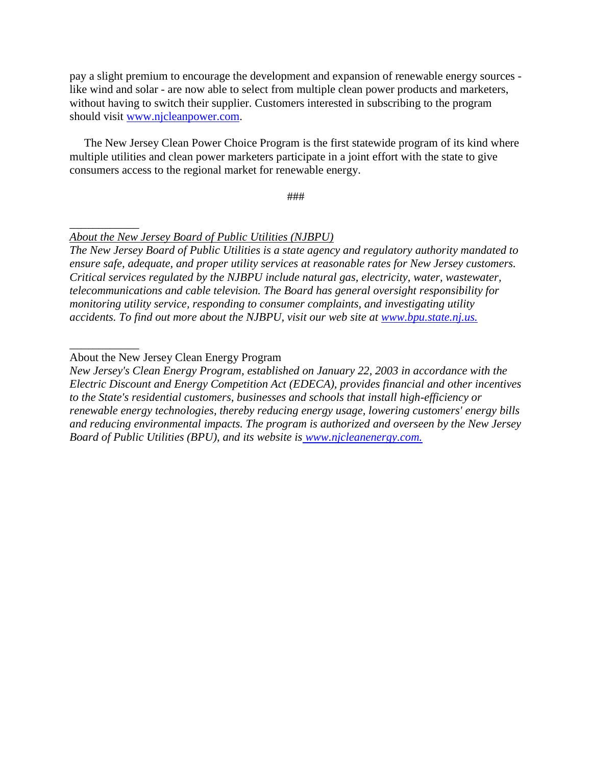pay a slight premium to encourage the development and expansion of renewable energy sources - like wind and solar - are now able to select from multiple clean power products and marketers, without having to switch their supplier. Customers interested in subscribing to the program should visit www.njcleanpower.com.

The New Jersey Clean Power Choice Program is the first statewide program of its kind where multiple utilities and clean power marketers participate in a joint effort with the state to give consumers access to the regional market for renewable energy.

###

___________

*About the New Jersey Board of Public Utilities (NJBPU)*
*The New Jersey Board of Public Utilities is a state agency and regulatory authority mandated to ensure safe, adequate, and proper utility services at reasonable rates for New Jersey customers. Critical services regulated by the NJBPU include natural gas, electricity, water, wastewater, telecommunications and cable television. The Board has general oversight responsibility for monitoring utility service, responding to consumer complaints, and investigating utility accidents. To find out more about the NJBPU, visit our web site at www.bpu.state.nj.us.*

___________

About the New Jersey Clean Energy Program
*New Jersey's Clean Energy Program, established on January 22, 2003 in accordance with the Electric Discount and Energy Competition Act (EDECA), provides financial and other incentives to the State's residential customers, businesses and schools that install high-efficiency or renewable energy technologies, thereby reducing energy usage, lowering customers' energy bills and reducing environmental impacts. The program is authorized and overseen by the New Jersey Board of Public Utilities (BPU), and its website is www.njcleanenergy.com.*